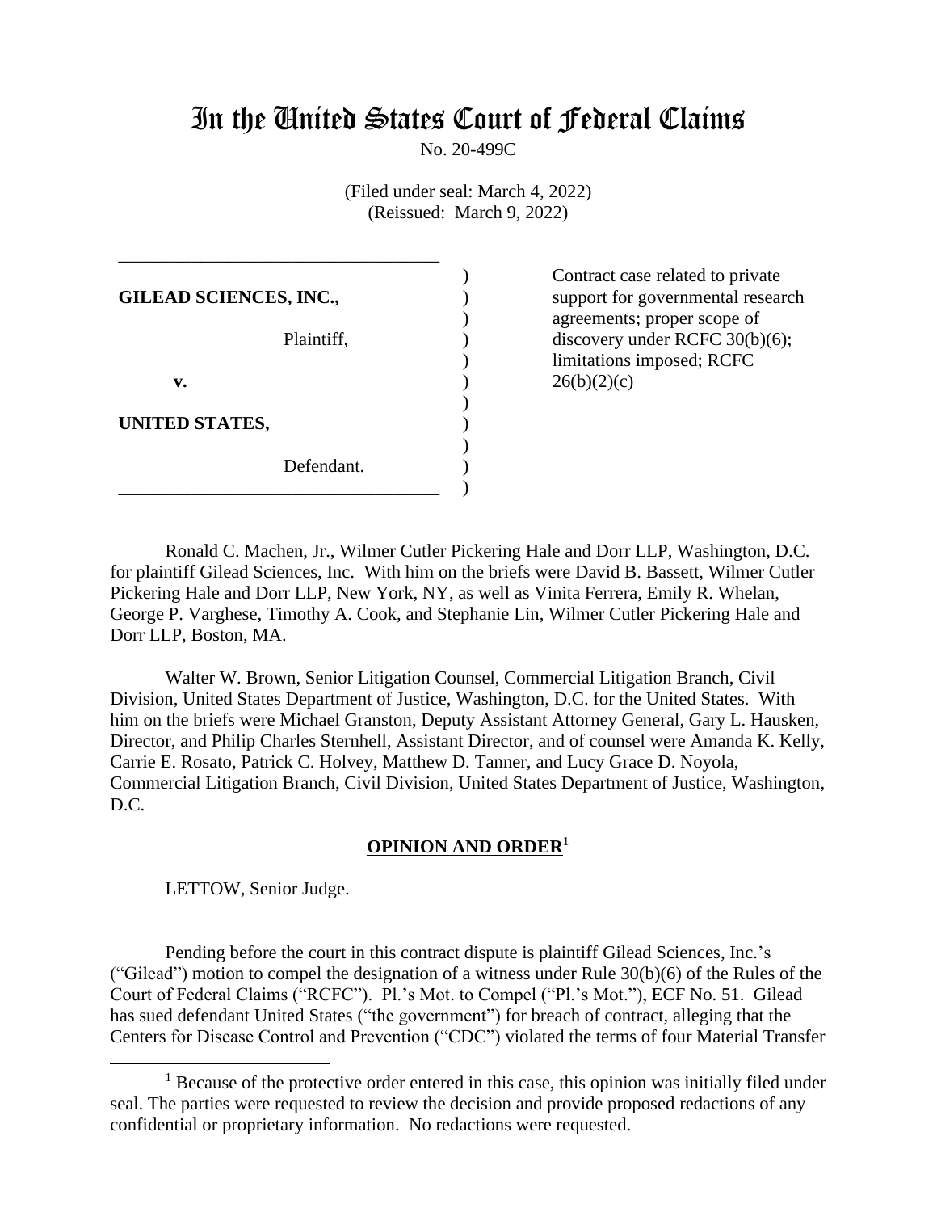# In the United States Court of Federal Claims

No. 20-499C

(Filed under seal: March 4, 2022)
(Reissued: March 9, 2022)

| | |
|---|---|
| **GILEAD SCIENCES, INC.,**<br><br>Plaintiff,<br><br>**v.**<br><br>**UNITED STATES,**<br><br>Defendant. | Contract case related to private support for governmental research agreements; proper scope of discovery under RCFC 30(b)(6); limitations imposed; RCFC 26(b)(2)(c) |

Ronald C. Machen, Jr., Wilmer Cutler Pickering Hale and Dorr LLP, Washington, D.C. for plaintiff Gilead Sciences, Inc. With him on the briefs were David B. Bassett, Wilmer Cutler Pickering Hale and Dorr LLP, New York, NY, as well as Vinita Ferrera, Emily R. Whelan, George P. Varghese, Timothy A. Cook, and Stephanie Lin, Wilmer Cutler Pickering Hale and Dorr LLP, Boston, MA.

Walter W. Brown, Senior Litigation Counsel, Commercial Litigation Branch, Civil Division, United States Department of Justice, Washington, D.C. for the United States. With him on the briefs were Michael Granston, Deputy Assistant Attorney General, Gary L. Hausken, Director, and Philip Charles Sternhell, Assistant Director, and of counsel were Amanda K. Kelly, Carrie E. Rosato, Patrick C. Holvey, Matthew D. Tanner, and Lucy Grace D. Noyola, Commercial Litigation Branch, Civil Division, United States Department of Justice, Washington, D.C.

## OPINION AND ORDER[1]

LETTOW, Senior Judge.

Pending before the court in this contract dispute is plaintiff Gilead Sciences, Inc.'s ("Gilead") motion to compel the designation of a witness under Rule 30(b)(6) of the Rules of the Court of Federal Claims ("RCFC"). Pl.'s Mot. to Compel ("Pl.'s Mot."), ECF No. 51. Gilead has sued defendant United States ("the government") for breach of contract, alleging that the Centers for Disease Control and Prevention ("CDC") violated the terms of four Material Transfer

[1] Because of the protective order entered in this case, this opinion was initially filed under seal. The parties were requested to review the decision and provide proposed redactions of any confidential or proprietary information. No redactions were requested.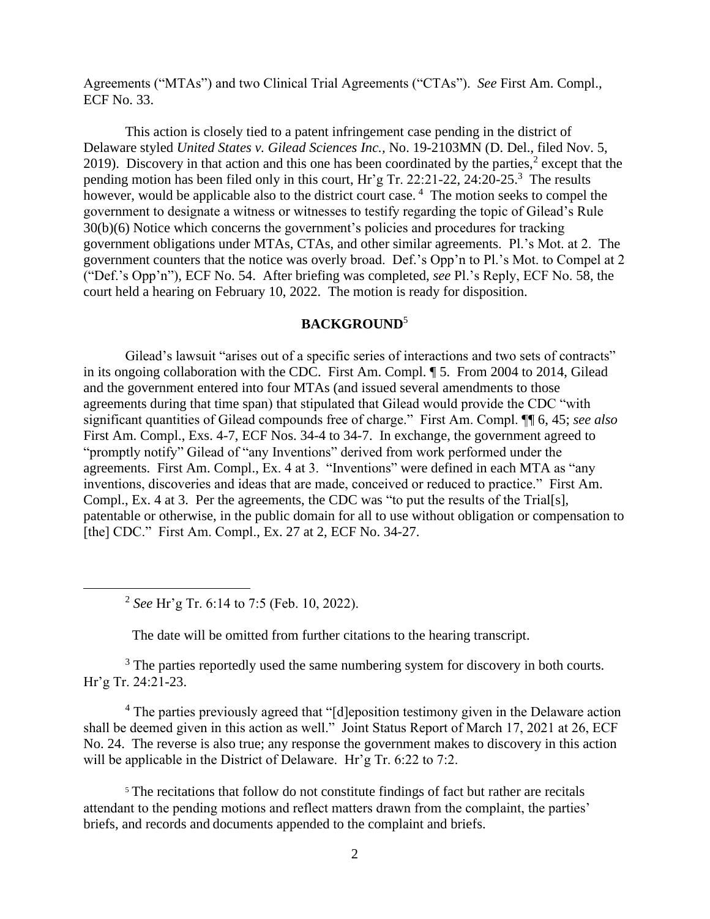Agreements ("MTAs") and two Clinical Trial Agreements ("CTAs"). *See* First Am. Compl., ECF No. 33.

This action is closely tied to a patent infringement case pending in the district of Delaware styled *United States v. Gilead Sciences Inc.*, No. 19-2103MN (D. Del., filed Nov. 5, 2019). Discovery in that action and this one has been coordinated by the parties,[2] except that the pending motion has been filed only in this court, Hr'g Tr. 22:21-22, 24:20-25.[3] The results however, would be applicable also to the district court case.[4] The motion seeks to compel the government to designate a witness or witnesses to testify regarding the topic of Gilead's Rule 30(b)(6) Notice which concerns the government's policies and procedures for tracking government obligations under MTAs, CTAs, and other similar agreements. Pl.'s Mot. at 2. The government counters that the notice was overly broad. Def.'s Opp'n to Pl.'s Mot. to Compel at 2 ("Def.'s Opp'n"), ECF No. 54. After briefing was completed, *see* Pl.'s Reply, ECF No. 58, the court held a hearing on February 10, 2022. The motion is ready for disposition.

## BACKGROUND[5]

Gilead's lawsuit "arises out of a specific series of interactions and two sets of contracts" in its ongoing collaboration with the CDC. First Am. Compl. ¶ 5. From 2004 to 2014, Gilead and the government entered into four MTAs (and issued several amendments to those agreements during that time span) that stipulated that Gilead would provide the CDC "with significant quantities of Gilead compounds free of charge." First Am. Compl. ¶¶ 6, 45; *see also* First Am. Compl., Exs. 4-7, ECF Nos. 34-4 to 34-7. In exchange, the government agreed to "promptly notify" Gilead of "any Inventions" derived from work performed under the agreements. First Am. Compl., Ex. 4 at 3. "Inventions" were defined in each MTA as "any inventions, discoveries and ideas that are made, conceived or reduced to practice." First Am. Compl., Ex. 4 at 3. Per the agreements, the CDC was "to put the results of the Trial[s], patentable or otherwise, in the public domain for all to use without obligation or compensation to [the] CDC." First Am. Compl., Ex. 27 at 2, ECF No. 34-27.

---

[2] *See* Hr'g Tr. 6:14 to 7:5 (Feb. 10, 2022).

The date will be omitted from further citations to the hearing transcript.

[3] The parties reportedly used the same numbering system for discovery in both courts. Hr'g Tr. 24:21-23.

[4] The parties previously agreed that "[d]eposition testimony given in the Delaware action shall be deemed given in this action as well." Joint Status Report of March 17, 2021 at 26, ECF No. 24. The reverse is also true; any response the government makes to discovery in this action will be applicable in the District of Delaware. Hr'g Tr. 6:22 to 7:2.

[5] The recitations that follow do not constitute findings of fact but rather are recitals attendant to the pending motions and reflect matters drawn from the complaint, the parties' briefs, and records and documents appended to the complaint and briefs.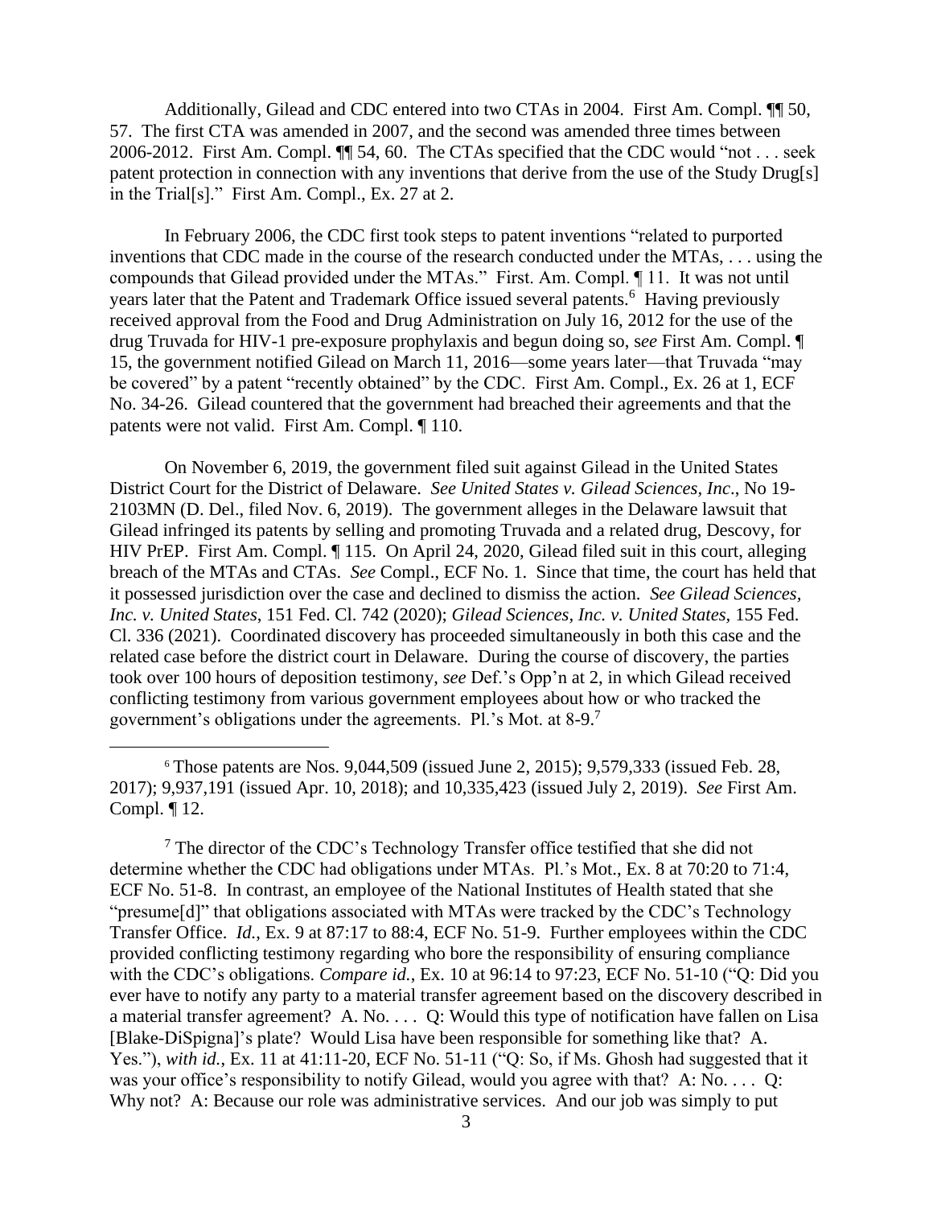Additionally, Gilead and CDC entered into two CTAs in 2004. First Am. Compl. ¶¶ 50, 57. The first CTA was amended in 2007, and the second was amended three times between 2006-2012. First Am. Compl. ¶¶ 54, 60. The CTAs specified that the CDC would "not . . . seek patent protection in connection with any inventions that derive from the use of the Study Drug[s] in the Trial[s]." First Am. Compl., Ex. 27 at 2.

In February 2006, the CDC first took steps to patent inventions "related to purported inventions that CDC made in the course of the research conducted under the MTAs, . . . using the compounds that Gilead provided under the MTAs." First. Am. Compl. ¶ 11. It was not until years later that the Patent and Trademark Office issued several patents.[6] Having previously received approval from the Food and Drug Administration on July 16, 2012 for the use of the drug Truvada for HIV-1 pre-exposure prophylaxis and begun doing so, s*ee* First Am. Compl. ¶ 15, the government notified Gilead on March 11, 2016—some years later—that Truvada "may be covered" by a patent "recently obtained" by the CDC. First Am. Compl., Ex. 26 at 1, ECF No. 34-26. Gilead countered that the government had breached their agreements and that the patents were not valid. First Am. Compl. ¶ 110.

On November 6, 2019, the government filed suit against Gilead in the United States District Court for the District of Delaware. *See United States v. Gilead Sciences, Inc*., No 19-2103MN (D. Del., filed Nov. 6, 2019). The government alleges in the Delaware lawsuit that Gilead infringed its patents by selling and promoting Truvada and a related drug, Descovy, for HIV PrEP. First Am. Compl. ¶ 115. On April 24, 2020, Gilead filed suit in this court, alleging breach of the MTAs and CTAs. *See* Compl., ECF No. 1. Since that time, the court has held that it possessed jurisdiction over the case and declined to dismiss the action. *See Gilead Sciences, Inc. v. United States*, 151 Fed. Cl. 742 (2020); *Gilead Sciences, Inc. v. United States*, 155 Fed. Cl. 336 (2021). Coordinated discovery has proceeded simultaneously in both this case and the related case before the district court in Delaware. During the course of discovery, the parties took over 100 hours of deposition testimony, *see* Def.'s Opp'n at 2, in which Gilead received conflicting testimony from various government employees about how or who tracked the government's obligations under the agreements. Pl.'s Mot. at 8-9.[7]

---

[6] Those patents are Nos. 9,044,509 (issued June 2, 2015); 9,579,333 (issued Feb. 28, 2017); 9,937,191 (issued Apr. 10, 2018); and 10,335,423 (issued July 2, 2019). *See* First Am. Compl. ¶ 12.

[7] The director of the CDC's Technology Transfer office testified that she did not determine whether the CDC had obligations under MTAs. Pl.'s Mot., Ex. 8 at 70:20 to 71:4, ECF No. 51-8. In contrast, an employee of the National Institutes of Health stated that she "presume[d]" that obligations associated with MTAs were tracked by the CDC's Technology Transfer Office. *Id.*, Ex. 9 at 87:17 to 88:4, ECF No. 51-9. Further employees within the CDC provided conflicting testimony regarding who bore the responsibility of ensuring compliance with the CDC's obligations. *Compare id.*, Ex. 10 at 96:14 to 97:23, ECF No. 51-10 ("Q: Did you ever have to notify any party to a material transfer agreement based on the discovery described in a material transfer agreement? A. No. . . . Q: Would this type of notification have fallen on Lisa [Blake-DiSpigna]'s plate? Would Lisa have been responsible for something like that? A. Yes."), *with id.*, Ex. 11 at 41:11-20, ECF No. 51-11 ("Q: So, if Ms. Ghosh had suggested that it was your office's responsibility to notify Gilead, would you agree with that? A: No. . . . Q: Why not? A: Because our role was administrative services. And our job was simply to put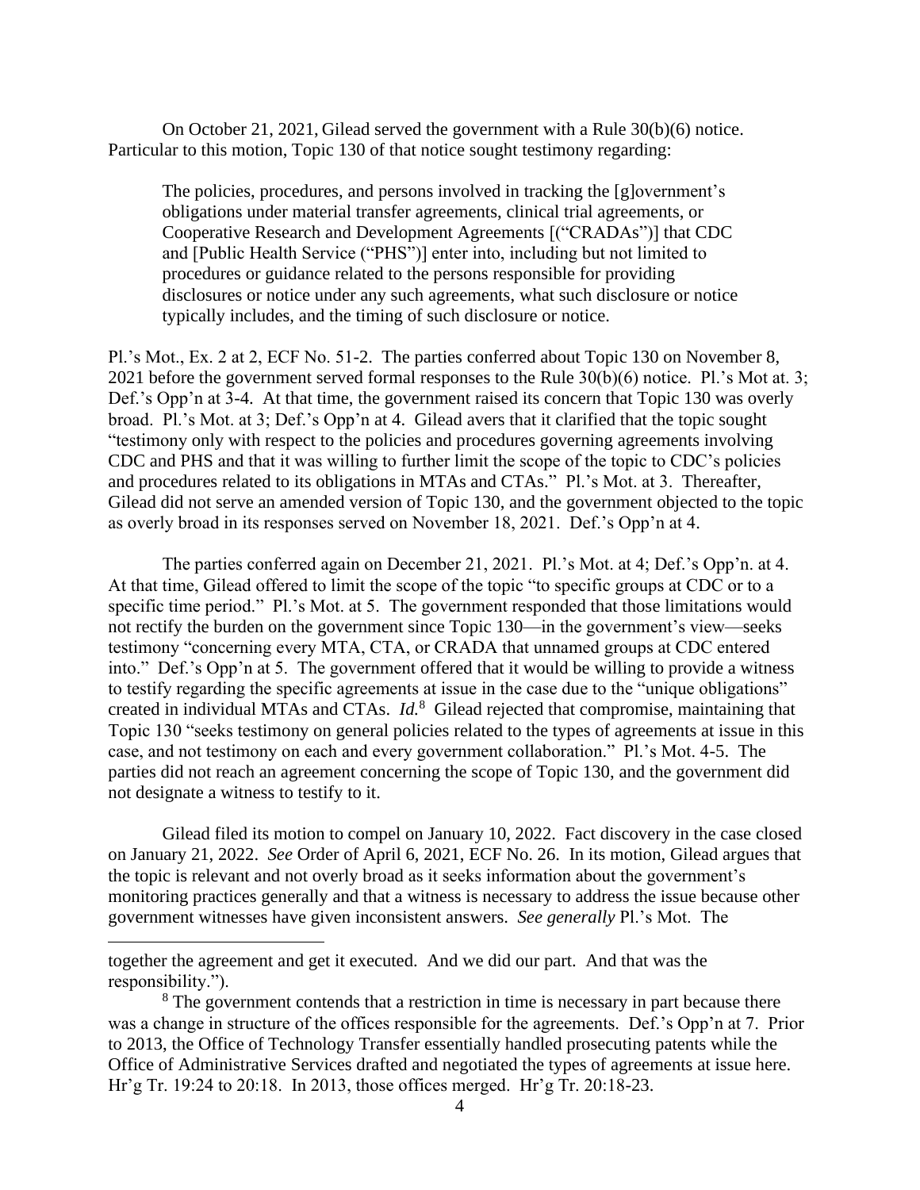On October 21, 2021, Gilead served the government with a Rule 30(b)(6) notice. Particular to this motion, Topic 130 of that notice sought testimony regarding:

> The policies, procedures, and persons involved in tracking the [g]overnment's obligations under material transfer agreements, clinical trial agreements, or Cooperative Research and Development Agreements [("CRADAs")] that CDC and [Public Health Service ("PHS")] enter into, including but not limited to procedures or guidance related to the persons responsible for providing disclosures or notice under any such agreements, what such disclosure or notice typically includes, and the timing of such disclosure or notice.

Pl.'s Mot., Ex. 2 at 2, ECF No. 51-2. The parties conferred about Topic 130 on November 8, 2021 before the government served formal responses to the Rule 30(b)(6) notice. Pl.'s Mot at. 3; Def.'s Opp'n at 3-4. At that time, the government raised its concern that Topic 130 was overly broad. Pl.'s Mot. at 3; Def.'s Opp'n at 4. Gilead avers that it clarified that the topic sought "testimony only with respect to the policies and procedures governing agreements involving CDC and PHS and that it was willing to further limit the scope of the topic to CDC's policies and procedures related to its obligations in MTAs and CTAs." Pl.'s Mot. at 3. Thereafter, Gilead did not serve an amended version of Topic 130, and the government objected to the topic as overly broad in its responses served on November 18, 2021. Def.'s Opp'n at 4.

The parties conferred again on December 21, 2021. Pl.'s Mot. at 4; Def.'s Opp'n. at 4. At that time, Gilead offered to limit the scope of the topic "to specific groups at CDC or to a specific time period." Pl.'s Mot. at 5. The government responded that those limitations would not rectify the burden on the government since Topic 130—in the government's view—seeks testimony "concerning every MTA, CTA, or CRADA that unnamed groups at CDC entered into." Def.'s Opp'n at 5. The government offered that it would be willing to provide a witness to testify regarding the specific agreements at issue in the case due to the "unique obligations" created in individual MTAs and CTAs. *Id.*[8] Gilead rejected that compromise, maintaining that Topic 130 "seeks testimony on general policies related to the types of agreements at issue in this case, and not testimony on each and every government collaboration." Pl.'s Mot. 4-5. The parties did not reach an agreement concerning the scope of Topic 130, and the government did not designate a witness to testify to it.

Gilead filed its motion to compel on January 10, 2022. Fact discovery in the case closed on January 21, 2022. *See* Order of April 6, 2021, ECF No. 26. In its motion, Gilead argues that the topic is relevant and not overly broad as it seeks information about the government's monitoring practices generally and that a witness is necessary to address the issue because other government witnesses have given inconsistent answers. *See generally* Pl.'s Mot. The

---

together the agreement and get it executed. And we did our part. And that was the responsibility.").

[8] The government contends that a restriction in time is necessary in part because there was a change in structure of the offices responsible for the agreements. Def.'s Opp'n at 7. Prior to 2013, the Office of Technology Transfer essentially handled prosecuting patents while the Office of Administrative Services drafted and negotiated the types of agreements at issue here. Hr'g Tr. 19:24 to 20:18. In 2013, those offices merged. Hr'g Tr. 20:18-23.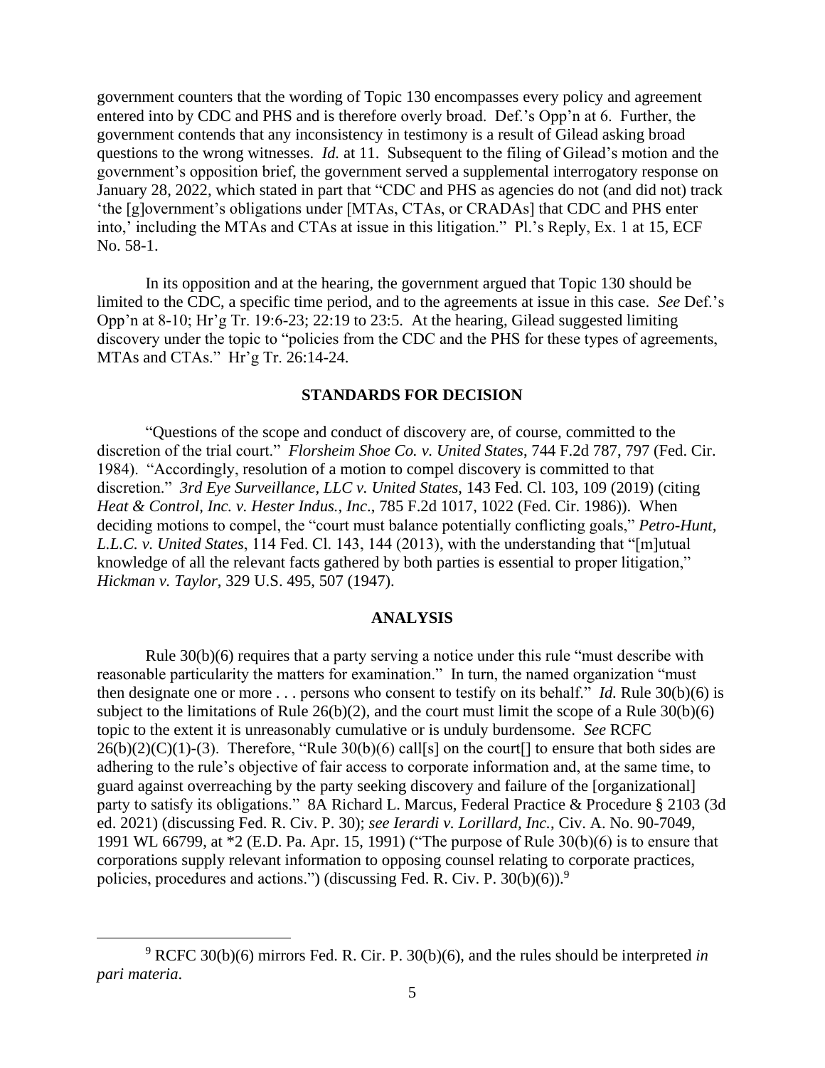government counters that the wording of Topic 130 encompasses every policy and agreement entered into by CDC and PHS and is therefore overly broad. Def.'s Opp'n at 6. Further, the government contends that any inconsistency in testimony is a result of Gilead asking broad questions to the wrong witnesses. *Id.* at 11. Subsequent to the filing of Gilead's motion and the government's opposition brief, the government served a supplemental interrogatory response on January 28, 2022, which stated in part that "CDC and PHS as agencies do not (and did not) track 'the [g]overnment's obligations under [MTAs, CTAs, or CRADAs] that CDC and PHS enter into,' including the MTAs and CTAs at issue in this litigation." Pl.'s Reply, Ex. 1 at 15, ECF No. 58-1.

In its opposition and at the hearing, the government argued that Topic 130 should be limited to the CDC, a specific time period, and to the agreements at issue in this case. *See* Def.'s Opp'n at 8-10; Hr'g Tr. 19:6-23; 22:19 to 23:5. At the hearing, Gilead suggested limiting discovery under the topic to "policies from the CDC and the PHS for these types of agreements, MTAs and CTAs." Hr'g Tr. 26:14-24.

## STANDARDS FOR DECISION

"Questions of the scope and conduct of discovery are, of course, committed to the discretion of the trial court." *Florsheim Shoe Co. v. United States*, 744 F.2d 787, 797 (Fed. Cir. 1984). "Accordingly, resolution of a motion to compel discovery is committed to that discretion." *3rd Eye Surveillance, LLC v. United States*, 143 Fed. Cl. 103, 109 (2019) (citing *Heat & Control, Inc. v. Hester Indus., Inc*., 785 F.2d 1017, 1022 (Fed. Cir. 1986)). When deciding motions to compel, the "court must balance potentially conflicting goals," *Petro-Hunt, L.L.C. v. United States*, 114 Fed. Cl. 143, 144 (2013), with the understanding that "[m]utual knowledge of all the relevant facts gathered by both parties is essential to proper litigation," *Hickman v. Taylor*, 329 U.S. 495, 507 (1947).

## ANALYSIS

Rule 30(b)(6) requires that a party serving a notice under this rule "must describe with reasonable particularity the matters for examination." In turn, the named organization "must then designate one or more . . . persons who consent to testify on its behalf." *Id.* Rule 30(b)(6) is subject to the limitations of Rule 26(b)(2), and the court must limit the scope of a Rule 30(b)(6) topic to the extent it is unreasonably cumulative or is unduly burdensome. *See* RCFC 26(b)(2)(C)(1)-(3). Therefore, "Rule 30(b)(6) call[s] on the court[] to ensure that both sides are adhering to the rule's objective of fair access to corporate information and, at the same time, to guard against overreaching by the party seeking discovery and failure of the [organizational] party to satisfy its obligations." 8A Richard L. Marcus, Federal Practice & Procedure § 2103 (3d ed. 2021) (discussing Fed. R. Civ. P. 30); *see Ierardi v. Lorillard, Inc.*, Civ. A. No. 90-7049, 1991 WL 66799, at *2 (E.D. Pa. Apr. 15, 1991) ("The purpose of Rule 30(b)(6) is to ensure that corporations supply relevant information to opposing counsel relating to corporate practices, policies, procedures and actions.") (discussing Fed. R. Civ. P. 30(b)(6)).[9]

---

[9] RCFC 30(b)(6) mirrors Fed. R. Cir. P. 30(b)(6), and the rules should be interpreted *in pari materia*.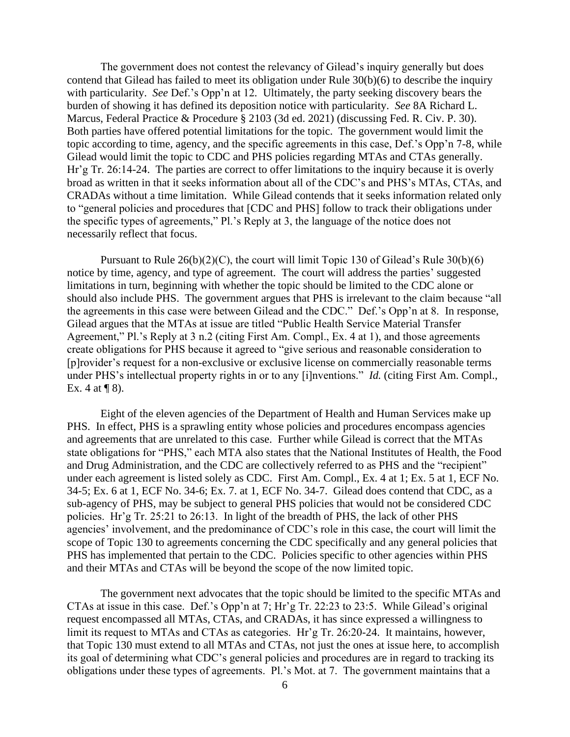The government does not contest the relevancy of Gilead's inquiry generally but does contend that Gilead has failed to meet its obligation under Rule 30(b)(6) to describe the inquiry with particularity. *See* Def.'s Opp'n at 12. Ultimately, the party seeking discovery bears the burden of showing it has defined its deposition notice with particularity. *See* 8A Richard L. Marcus, Federal Practice & Procedure § 2103 (3d ed. 2021) (discussing Fed. R. Civ. P. 30). Both parties have offered potential limitations for the topic. The government would limit the topic according to time, agency, and the specific agreements in this case, Def.'s Opp'n 7-8, while Gilead would limit the topic to CDC and PHS policies regarding MTAs and CTAs generally. Hr'g Tr. 26:14-24. The parties are correct to offer limitations to the inquiry because it is overly broad as written in that it seeks information about all of the CDC's and PHS's MTAs, CTAs, and CRADAs without a time limitation. While Gilead contends that it seeks information related only to "general policies and procedures that [CDC and PHS] follow to track their obligations under the specific types of agreements," Pl.'s Reply at 3, the language of the notice does not necessarily reflect that focus.

Pursuant to Rule 26(b)(2)(C), the court will limit Topic 130 of Gilead's Rule 30(b)(6) notice by time, agency, and type of agreement. The court will address the parties' suggested limitations in turn, beginning with whether the topic should be limited to the CDC alone or should also include PHS. The government argues that PHS is irrelevant to the claim because "all the agreements in this case were between Gilead and the CDC." Def.'s Opp'n at 8. In response, Gilead argues that the MTAs at issue are titled "Public Health Service Material Transfer Agreement," Pl.'s Reply at 3 n.2 (citing First Am. Compl., Ex. 4 at 1), and those agreements create obligations for PHS because it agreed to "give serious and reasonable consideration to [p]rovider's request for a non-exclusive or exclusive license on commercially reasonable terms under PHS's intellectual property rights in or to any [i]nventions." *Id.* (citing First Am. Compl., Ex. 4 at ¶ 8).

Eight of the eleven agencies of the Department of Health and Human Services make up PHS. In effect, PHS is a sprawling entity whose policies and procedures encompass agencies and agreements that are unrelated to this case. Further while Gilead is correct that the MTAs state obligations for "PHS," each MTA also states that the National Institutes of Health, the Food and Drug Administration, and the CDC are collectively referred to as PHS and the "recipient" under each agreement is listed solely as CDC. First Am. Compl., Ex. 4 at 1; Ex. 5 at 1, ECF No. 34-5; Ex. 6 at 1, ECF No. 34-6; Ex. 7. at 1, ECF No. 34-7. Gilead does contend that CDC, as a sub-agency of PHS, may be subject to general PHS policies that would not be considered CDC policies. Hr'g Tr. 25:21 to 26:13. In light of the breadth of PHS, the lack of other PHS agencies' involvement, and the predominance of CDC's role in this case, the court will limit the scope of Topic 130 to agreements concerning the CDC specifically and any general policies that PHS has implemented that pertain to the CDC. Policies specific to other agencies within PHS and their MTAs and CTAs will be beyond the scope of the now limited topic.

The government next advocates that the topic should be limited to the specific MTAs and CTAs at issue in this case. Def.'s Opp'n at 7; Hr'g Tr. 22:23 to 23:5. While Gilead's original request encompassed all MTAs, CTAs, and CRADAs, it has since expressed a willingness to limit its request to MTAs and CTAs as categories. Hr'g Tr. 26:20-24. It maintains, however, that Topic 130 must extend to all MTAs and CTAs, not just the ones at issue here, to accomplish its goal of determining what CDC's general policies and procedures are in regard to tracking its obligations under these types of agreements. Pl.'s Mot. at 7. The government maintains that a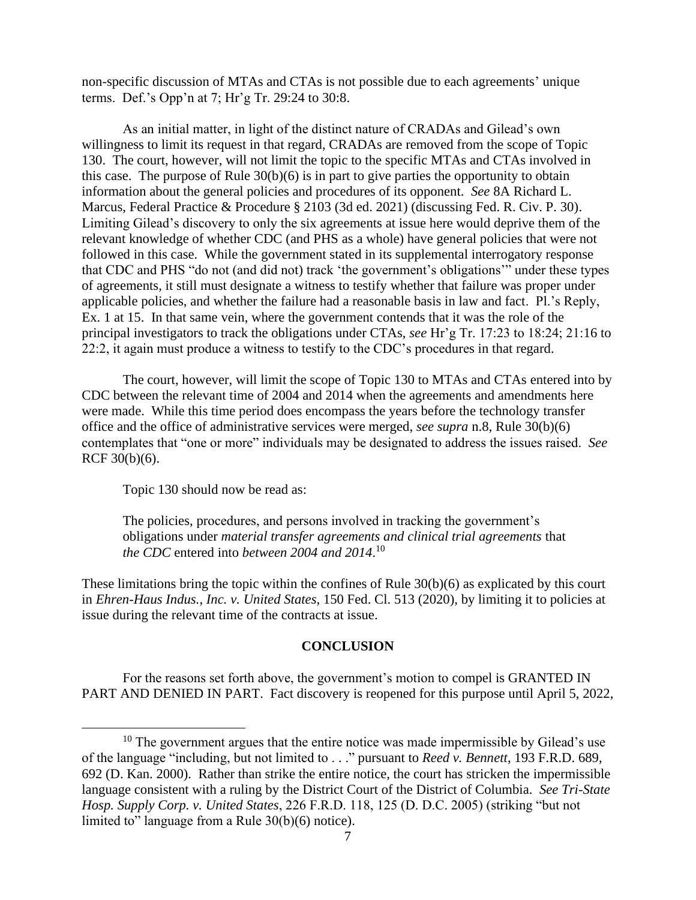non-specific discussion of MTAs and CTAs is not possible due to each agreements' unique terms. Def.'s Opp'n at 7; Hr'g Tr. 29:24 to 30:8.

As an initial matter, in light of the distinct nature of CRADAs and Gilead's own willingness to limit its request in that regard, CRADAs are removed from the scope of Topic 130. The court, however, will not limit the topic to the specific MTAs and CTAs involved in this case. The purpose of Rule 30(b)(6) is in part to give parties the opportunity to obtain information about the general policies and procedures of its opponent. *See* 8A Richard L. Marcus, Federal Practice & Procedure § 2103 (3d ed. 2021) (discussing Fed. R. Civ. P. 30). Limiting Gilead's discovery to only the six agreements at issue here would deprive them of the relevant knowledge of whether CDC (and PHS as a whole) have general policies that were not followed in this case. While the government stated in its supplemental interrogatory response that CDC and PHS "do not (and did not) track 'the government's obligations'" under these types of agreements, it still must designate a witness to testify whether that failure was proper under applicable policies, and whether the failure had a reasonable basis in law and fact. Pl.'s Reply, Ex. 1 at 15. In that same vein, where the government contends that it was the role of the principal investigators to track the obligations under CTAs, *see* Hr'g Tr. 17:23 to 18:24; 21:16 to 22:2, it again must produce a witness to testify to the CDC's procedures in that regard.

The court, however, will limit the scope of Topic 130 to MTAs and CTAs entered into by CDC between the relevant time of 2004 and 2014 when the agreements and amendments here were made. While this time period does encompass the years before the technology transfer office and the office of administrative services were merged, *see supra* n.8, Rule 30(b)(6) contemplates that "one or more" individuals may be designated to address the issues raised. *See* RCF 30(b)(6).

Topic 130 should now be read as:

> The policies, procedures, and persons involved in tracking the government's obligations under *material transfer agreements and clinical trial agreements* that *the CDC* entered into *between 2004 and 2014*.[10]

These limitations bring the topic within the confines of Rule 30(b)(6) as explicated by this court in *Ehren-Haus Indus., Inc. v. United States*, 150 Fed. Cl. 513 (2020), by limiting it to policies at issue during the relevant time of the contracts at issue.

## CONCLUSION

For the reasons set forth above, the government's motion to compel is GRANTED IN PART AND DENIED IN PART. Fact discovery is reopened for this purpose until April 5, 2022,

---

[10] The government argues that the entire notice was made impermissible by Gilead's use of the language "including, but not limited to . . ." pursuant to *Reed v. Bennett*, 193 F.R.D. 689, 692 (D. Kan. 2000). Rather than strike the entire notice, the court has stricken the impermissible language consistent with a ruling by the District Court of the District of Columbia. *See Tri-State Hosp. Supply Corp. v. United States*, 226 F.R.D. 118, 125 (D. D.C. 2005) (striking "but not limited to" language from a Rule 30(b)(6) notice).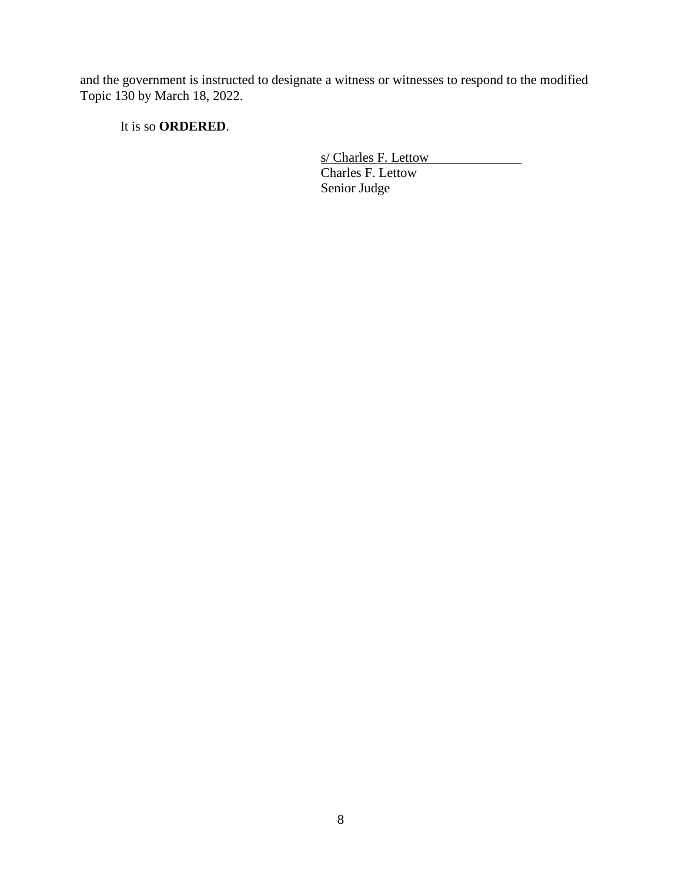and the government is instructed to designate a witness or witnesses to respond to the modified Topic 130 by March 18, 2022.

It is so **ORDERED**.

s/ Charles F. Lettow
Charles F. Lettow
Senior Judge